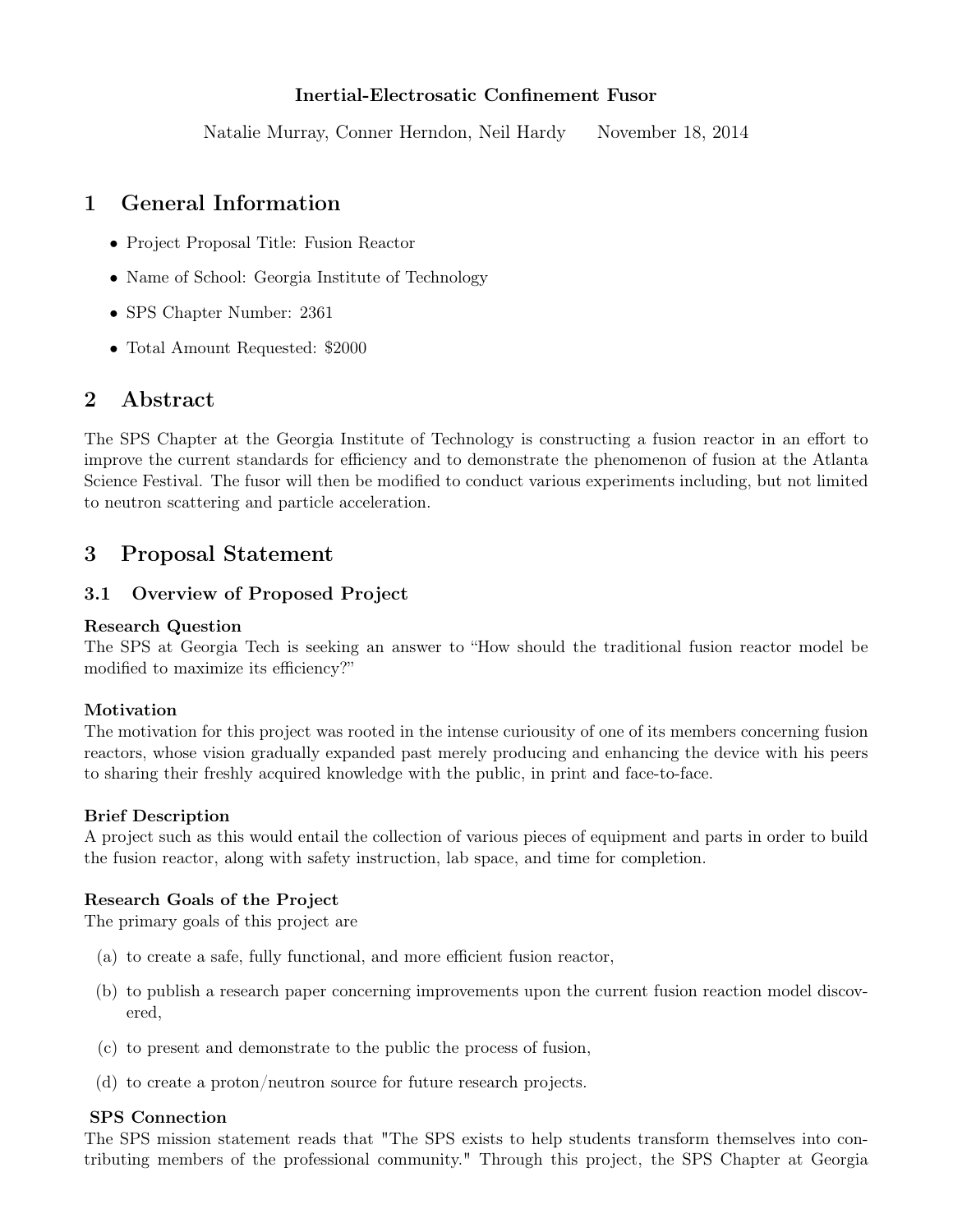**Inertial-Electrosatic Confinement Fusor**

Natalie Murray, Conner Herndon, Neil Hardy November 18, 2014

# 1 General Information

- Project Proposal Title: Fusion Reactor
- Name of School: Georgia Institute of Technology
- SPS Chapter Number: 2361
- Total Amount Requested: $2000

# 2 Abstract

The SPS Chapter at the Georgia Institute of Technology is constructing a fusion reactor in an effort to improve the current standards for efficiency and to demonstrate the phenomenon of fusion at the Atlanta Science Festival. The fusor will then be modified to conduct various experiments including, but not limited to neutron scattering and particle acceleration.

# 3 Proposal Statement

## 3.1 Overview of Proposed Project

**Research Question**
The SPS at Georgia Tech is seeking an answer to "How should the traditional fusion reactor model be modified to maximize its efficiency?"

**Motivation**
The motivation for this project was rooted in the intense curiousity of one of its members concerning fusion reactors, whose vision gradually expanded past merely producing and enhancing the device with his peers to sharing their freshly acquired knowledge with the public, in print and face-to-face.

**Brief Description**
A project such as this would entail the collection of various pieces of equipment and parts in order to build the fusion reactor, along with safety instruction, lab space, and time for completion.

**Research Goals of the Project**
The primary goals of this project are

(a) to create a safe, fully functional, and more efficient fusion reactor,

(b) to publish a research paper concerning improvements upon the current fusion reaction model discovered,

(c) to present and demonstrate to the public the process of fusion,

(d) to create a proton/neutron source for future research projects.

**SPS Connection**
The SPS mission statement reads that "The SPS exists to help students transform themselves into contributing members of the professional community." Through this project, the SPS Chapter at Georgia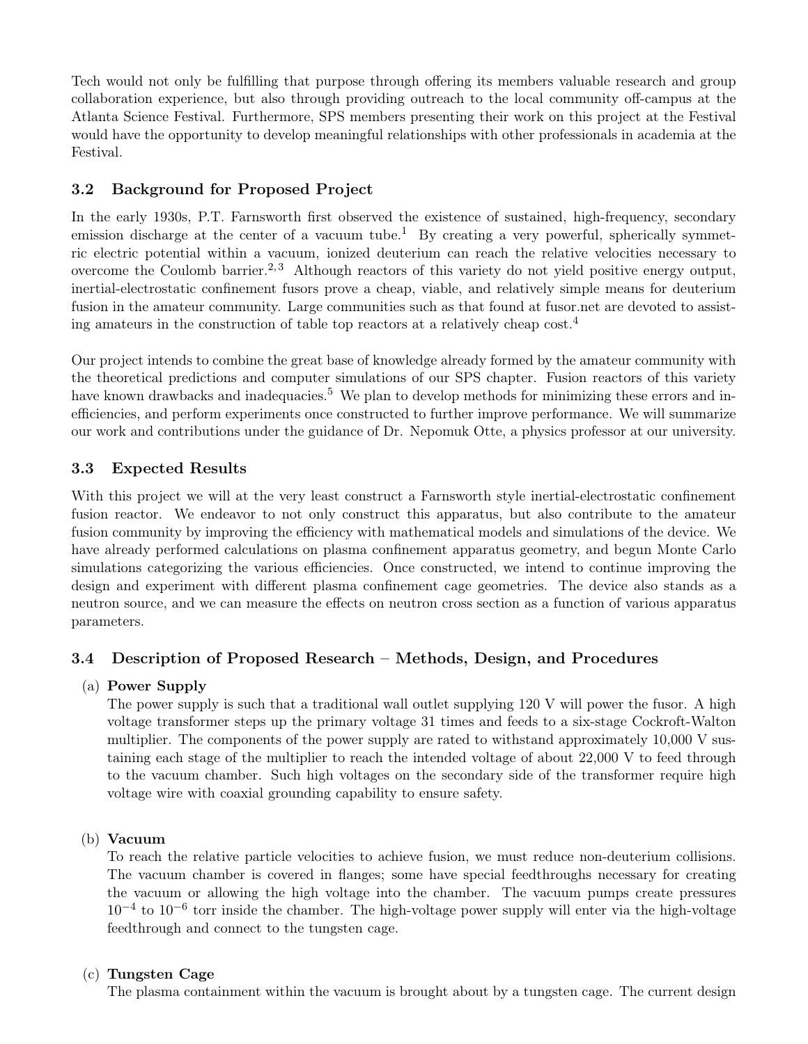Tech would not only be fulfilling that purpose through offering its members valuable research and group collaboration experience, but also through providing outreach to the local community off-campus at the Atlanta Science Festival. Furthermore, SPS members presenting their work on this project at the Festival would have the opportunity to develop meaningful relationships with other professionals in academia at the Festival.

### 3.2 Background for Proposed Project

In the early 1930s, P.T. Farnsworth first observed the existence of sustained, high-frequency, secondary emission discharge at the center of a vacuum tube.[1] By creating a very powerful, spherically symmetric electric potential within a vacuum, ionized deuterium can reach the relative velocities necessary to overcome the Coulomb barrier.[2,3] Although reactors of this variety do not yield positive energy output, inertial-electrostatic confinement fusors prove a cheap, viable, and relatively simple means for deuterium fusion in the amateur community. Large communities such as that found at fusor.net are devoted to assisting amateurs in the construction of table top reactors at a relatively cheap cost.[4]

Our project intends to combine the great base of knowledge already formed by the amateur community with the theoretical predictions and computer simulations of our SPS chapter. Fusion reactors of this variety have known drawbacks and inadequacies.[5] We plan to develop methods for minimizing these errors and inefficiencies, and perform experiments once constructed to further improve performance. We will summarize our work and contributions under the guidance of Dr. Nepomuk Otte, a physics professor at our university.

### 3.3 Expected Results

With this project we will at the very least construct a Farnsworth style inertial-electrostatic confinement fusion reactor. We endeavor to not only construct this apparatus, but also contribute to the amateur fusion community by improving the efficiency with mathematical models and simulations of the device. We have already performed calculations on plasma confinement apparatus geometry, and begun Monte Carlo simulations categorizing the various efficiencies. Once constructed, we intend to continue improving the design and experiment with different plasma confinement cage geometries. The device also stands as a neutron source, and we can measure the effects on neutron cross section as a function of various apparatus parameters.

### 3.4 Description of Proposed Research – Methods, Design, and Procedures

(a) **Power Supply**
The power supply is such that a traditional wall outlet supplying 120 V will power the fusor. A high voltage transformer steps up the primary voltage 31 times and feeds to a six-stage Cockroft-Walton multiplier. The components of the power supply are rated to withstand approximately 10,000 V sustaining each stage of the multiplier to reach the intended voltage of about 22,000 V to feed through to the vacuum chamber. Such high voltages on the secondary side of the transformer require high voltage wire with coaxial grounding capability to ensure safety.

(b) **Vacuum**
To reach the relative particle velocities to achieve fusion, we must reduce non-deuterium collisions. The vacuum chamber is covered in flanges; some have special feedthroughs necessary for creating the vacuum or allowing the high voltage into the chamber. The vacuum pumps create pressures $10^{-4}$ to $10^{-6}$ torr inside the chamber. The high-voltage power supply will enter via the high-voltage feedthrough and connect to the tungsten cage.

(c) **Tungsten Cage**
The plasma containment within the vacuum is brought about by a tungsten cage. The current design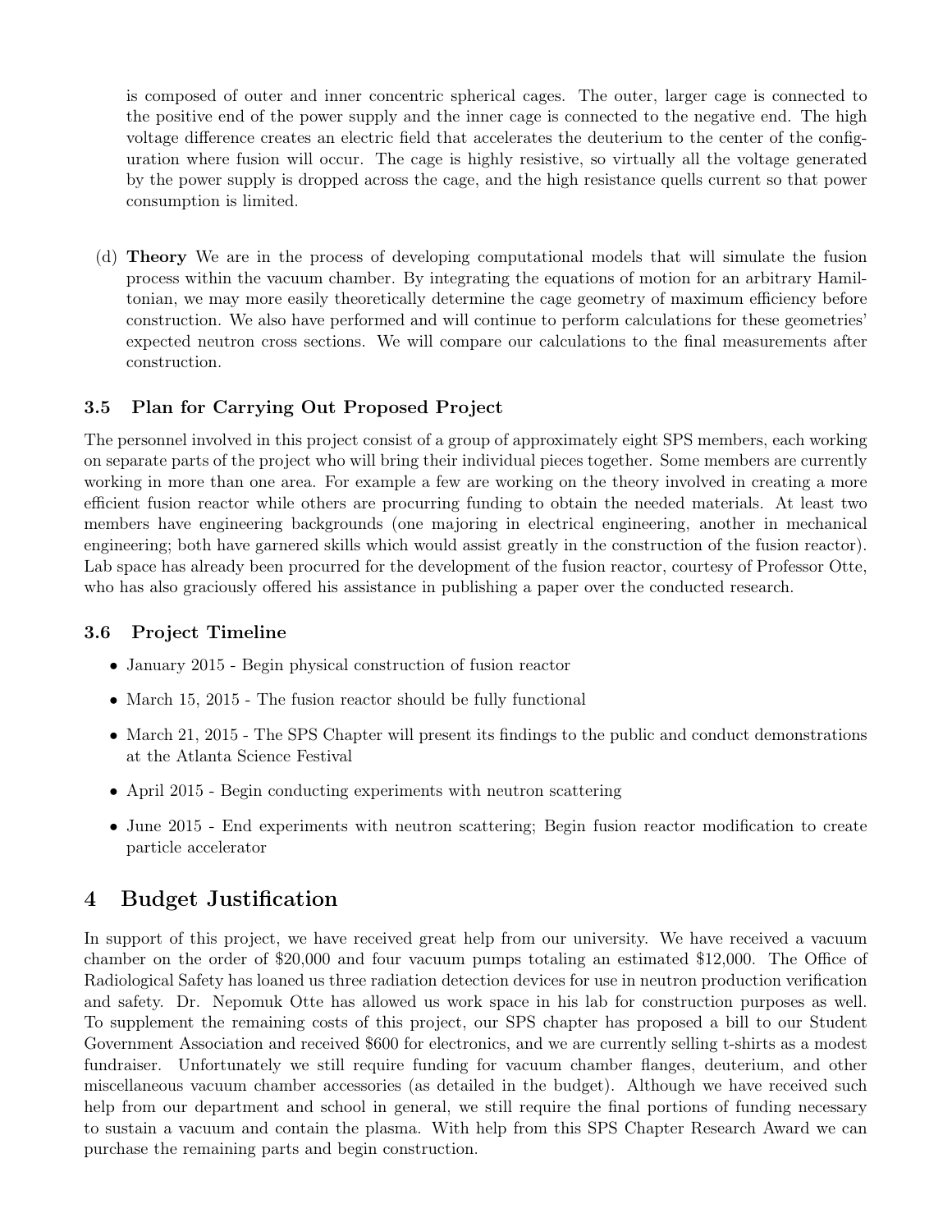is composed of outer and inner concentric spherical cages. The outer, larger cage is connected to the positive end of the power supply and the inner cage is connected to the negative end. The high voltage difference creates an electric field that accelerates the deuterium to the center of the configuration where fusion will occur. The cage is highly resistive, so virtually all the voltage generated by the power supply is dropped across the cage, and the high resistance quells current so that power consumption is limited.

(d) **Theory** We are in the process of developing computational models that will simulate the fusion process within the vacuum chamber. By integrating the equations of motion for an arbitrary Hamiltonian, we may more easily theoretically determine the cage geometry of maximum efficiency before construction. We also have performed and will continue to perform calculations for these geometries' expected neutron cross sections. We will compare our calculations to the final measurements after construction.

### 3.5 Plan for Carrying Out Proposed Project

The personnel involved in this project consist of a group of approximately eight SPS members, each working on separate parts of the project who will bring their individual pieces together. Some members are currently working in more than one area. For example a few are working on the theory involved in creating a more efficient fusion reactor while others are procurring funding to obtain the needed materials. At least two members have engineering backgrounds (one majoring in electrical engineering, another in mechanical engineering; both have garnered skills which would assist greatly in the construction of the fusion reactor). Lab space has already been procurred for the development of the fusion reactor, courtesy of Professor Otte, who has also graciously offered his assistance in publishing a paper over the conducted research.

### 3.6 Project Timeline

- January 2015 - Begin physical construction of fusion reactor
- March 15, 2015 - The fusion reactor should be fully functional
- March 21, 2015 - The SPS Chapter will present its findings to the public and conduct demonstrations at the Atlanta Science Festival
- April 2015 - Begin conducting experiments with neutron scattering
- June 2015 - End experiments with neutron scattering; Begin fusion reactor modification to create particle accelerator

## 4 Budget Justification

In support of this project, we have received great help from our university. We have received a vacuum chamber on the order of $20,000 and four vacuum pumps totaling an estimated $12,000. The Office of Radiological Safety has loaned us three radiation detection devices for use in neutron production verification and safety. Dr. Nepomuk Otte has allowed us work space in his lab for construction purposes as well. To supplement the remaining costs of this project, our SPS chapter has proposed a bill to our Student Government Association and received $600 for electronics, and we are currently selling t-shirts as a modest fundraiser. Unfortunately we still require funding for vacuum chamber flanges, deuterium, and other miscellaneous vacuum chamber accessories (as detailed in the budget). Although we have received such help from our department and school in general, we still require the final portions of funding necessary to sustain a vacuum and contain the plasma. With help from this SPS Chapter Research Award we can purchase the remaining parts and begin construction.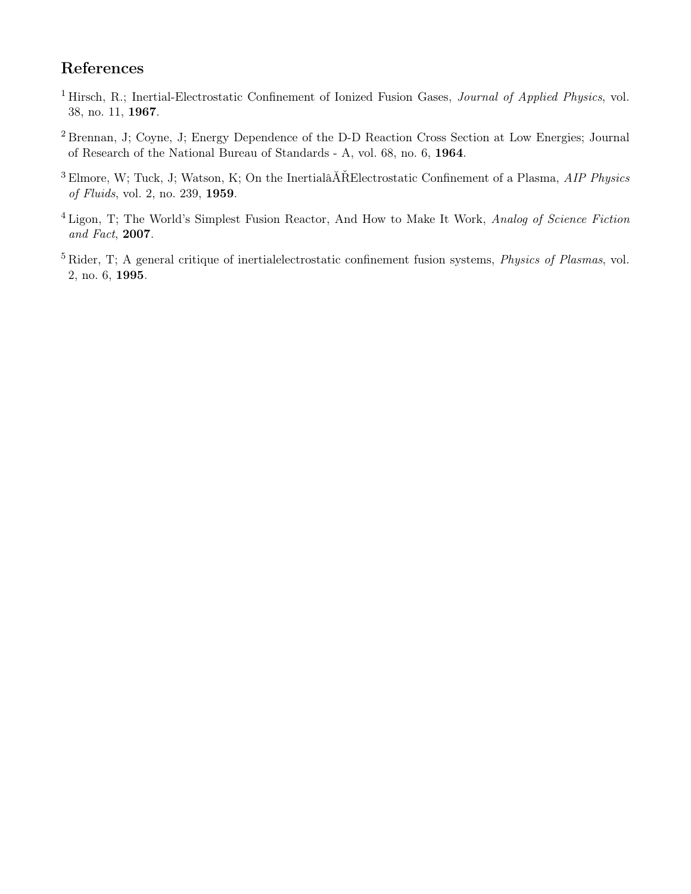## References

[1] Hirsch, R.; Inertial-Electrostatic Confinement of Ionized Fusion Gases, *Journal of Applied Physics*, vol. 38, no. 11, **1967**.

[2] Brennan, J; Coyne, J; Energy Dependence of the D-D Reaction Cross Section at Low Energies; Journal of Research of the National Bureau of Standards - A, vol. 68, no. 6, **1964**.

[3] Elmore, W; Tuck, J; Watson, K; On the InertialâĂŘElectrostatic Confinement of a Plasma, *AIP Physics of Fluids*, vol. 2, no. 239, **1959**.

[4] Ligon, T; The World's Simplest Fusion Reactor, And How to Make It Work, *Analog of Science Fiction and Fact*, **2007**.

[5] Rider, T; A general critique of inertialelectrostatic confinement fusion systems, *Physics of Plasmas*, vol. 2, no. 6, **1995**.